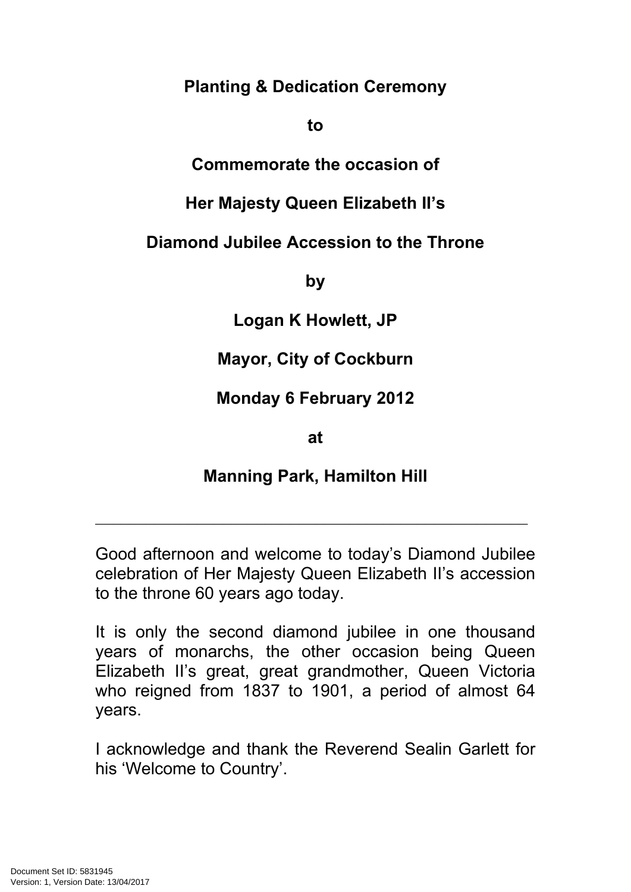**Planting & Dedication Ceremony**

**to**

**Commemorate the occasion of**

**Her Majesty Queen Elizabeth II's**

**Diamond Jubilee Accession to the Throne**

**by**

**Logan K Howlett, JP**

**Mayor, City of Cockburn**

**Monday 6 February 2012**

**at**

**Manning Park, Hamilton Hill**

---

Good afternoon and welcome to today's Diamond Jubilee celebration of Her Majesty Queen Elizabeth II's accession to the throne 60 years ago today.

It is only the second diamond jubilee in one thousand years of monarchs, the other occasion being Queen Elizabeth II's great, great grandmother, Queen Victoria who reigned from 1837 to 1901, a period of almost 64 years.

I acknowledge and thank the Reverend Sealin Garlett for his 'Welcome to Country'.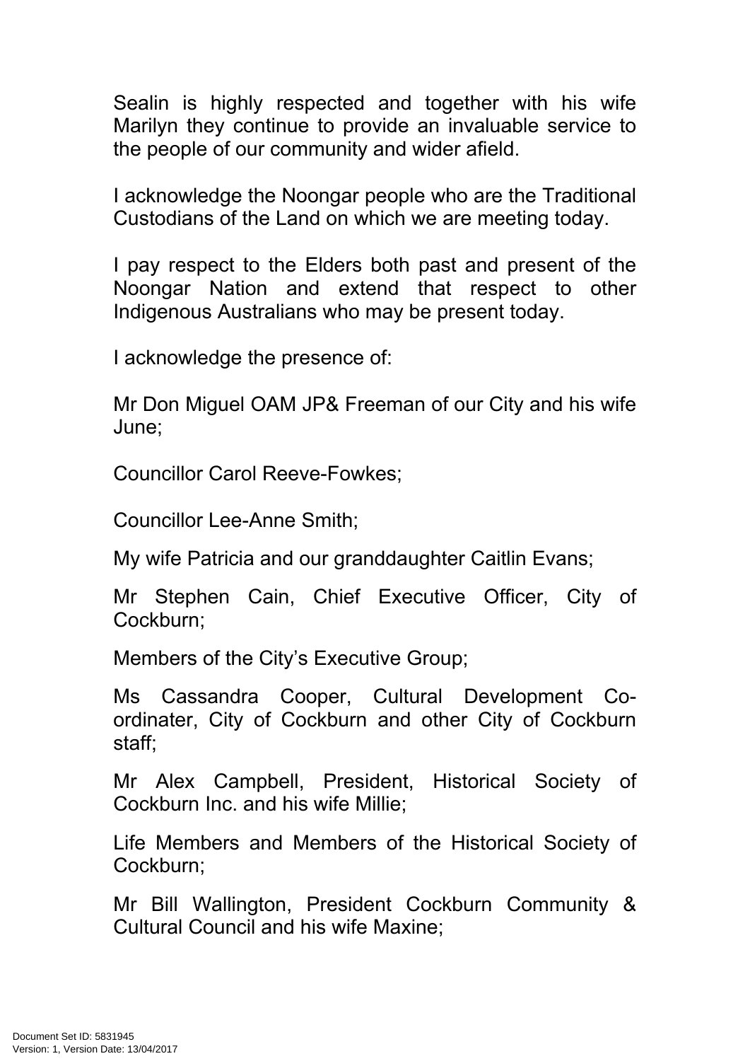Sealin is highly respected and together with his wife Marilyn they continue to provide an invaluable service to the people of our community and wider afield.

I acknowledge the Noongar people who are the Traditional Custodians of the Land on which we are meeting today.

I pay respect to the Elders both past and present of the Noongar Nation and extend that respect to other Indigenous Australians who may be present today.

I acknowledge the presence of:

Mr Don Miguel OAM JP& Freeman of our City and his wife June;

Councillor Carol Reeve-Fowkes;

Councillor Lee-Anne Smith;

My wife Patricia and our granddaughter Caitlin Evans;

Mr Stephen Cain, Chief Executive Officer, City of Cockburn;

Members of the City's Executive Group;

Ms Cassandra Cooper, Cultural Development Co-ordinater, City of Cockburn and other City of Cockburn staff;

Mr Alex Campbell, President, Historical Society of Cockburn Inc. and his wife Millie;

Life Members and Members of the Historical Society of Cockburn;

Mr Bill Wallington, President Cockburn Community & Cultural Council and his wife Maxine;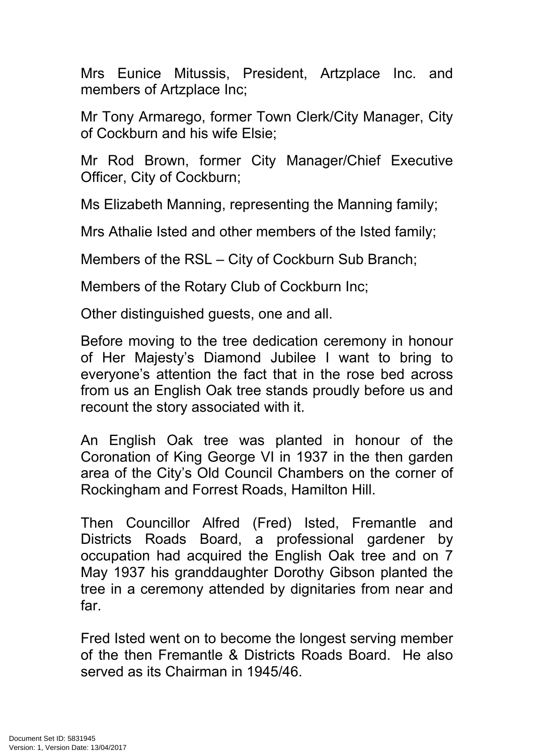Mrs Eunice Mitussis, President, Artzplace Inc. and members of Artzplace Inc;

Mr Tony Armarego, former Town Clerk/City Manager, City of Cockburn and his wife Elsie;

Mr Rod Brown, former City Manager/Chief Executive Officer, City of Cockburn;

Ms Elizabeth Manning, representing the Manning family;

Mrs Athalie Isted and other members of the Isted family;

Members of the RSL – City of Cockburn Sub Branch;

Members of the Rotary Club of Cockburn Inc;

Other distinguished guests, one and all.

Before moving to the tree dedication ceremony in honour of Her Majesty's Diamond Jubilee I want to bring to everyone's attention the fact that in the rose bed across from us an English Oak tree stands proudly before us and recount the story associated with it.

An English Oak tree was planted in honour of the Coronation of King George VI in 1937 in the then garden area of the City's Old Council Chambers on the corner of Rockingham and Forrest Roads, Hamilton Hill.

Then Councillor Alfred (Fred) Isted, Fremantle and Districts Roads Board, a professional gardener by occupation had acquired the English Oak tree and on 7 May 1937 his granddaughter Dorothy Gibson planted the tree in a ceremony attended by dignitaries from near and far.

Fred Isted went on to become the longest serving member of the then Fremantle & Districts Roads Board. He also served as its Chairman in 1945/46.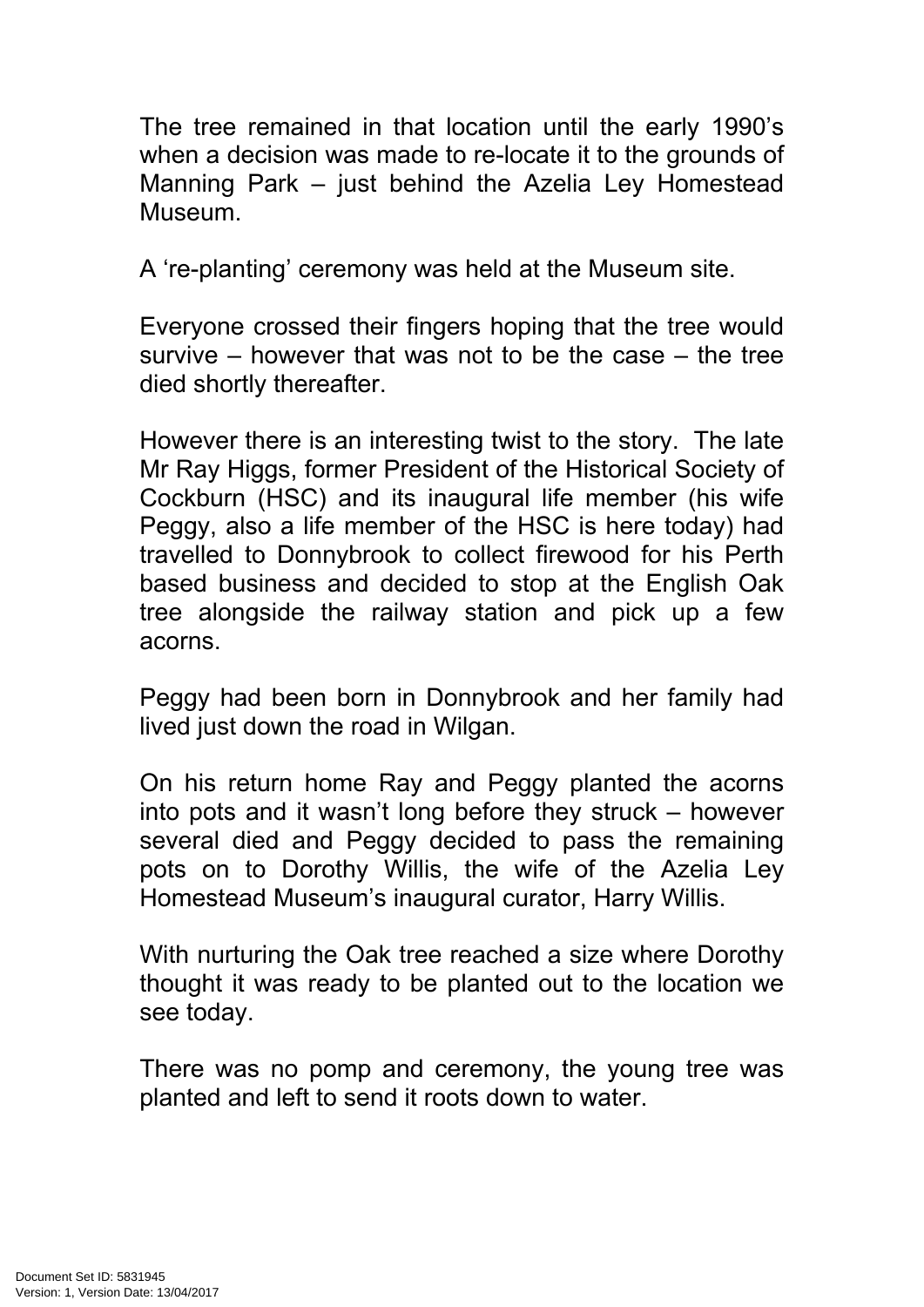The tree remained in that location until the early 1990's when a decision was made to re-locate it to the grounds of Manning Park – just behind the Azelia Ley Homestead Museum.

A 're-planting' ceremony was held at the Museum site.

Everyone crossed their fingers hoping that the tree would survive – however that was not to be the case – the tree died shortly thereafter.

However there is an interesting twist to the story. The late Mr Ray Higgs, former President of the Historical Society of Cockburn (HSC) and its inaugural life member (his wife Peggy, also a life member of the HSC is here today) had travelled to Donnybrook to collect firewood for his Perth based business and decided to stop at the English Oak tree alongside the railway station and pick up a few acorns.

Peggy had been born in Donnybrook and her family had lived just down the road in Wilgan.

On his return home Ray and Peggy planted the acorns into pots and it wasn't long before they struck – however several died and Peggy decided to pass the remaining pots on to Dorothy Willis, the wife of the Azelia Ley Homestead Museum's inaugural curator, Harry Willis.

With nurturing the Oak tree reached a size where Dorothy thought it was ready to be planted out to the location we see today.

There was no pomp and ceremony, the young tree was planted and left to send it roots down to water.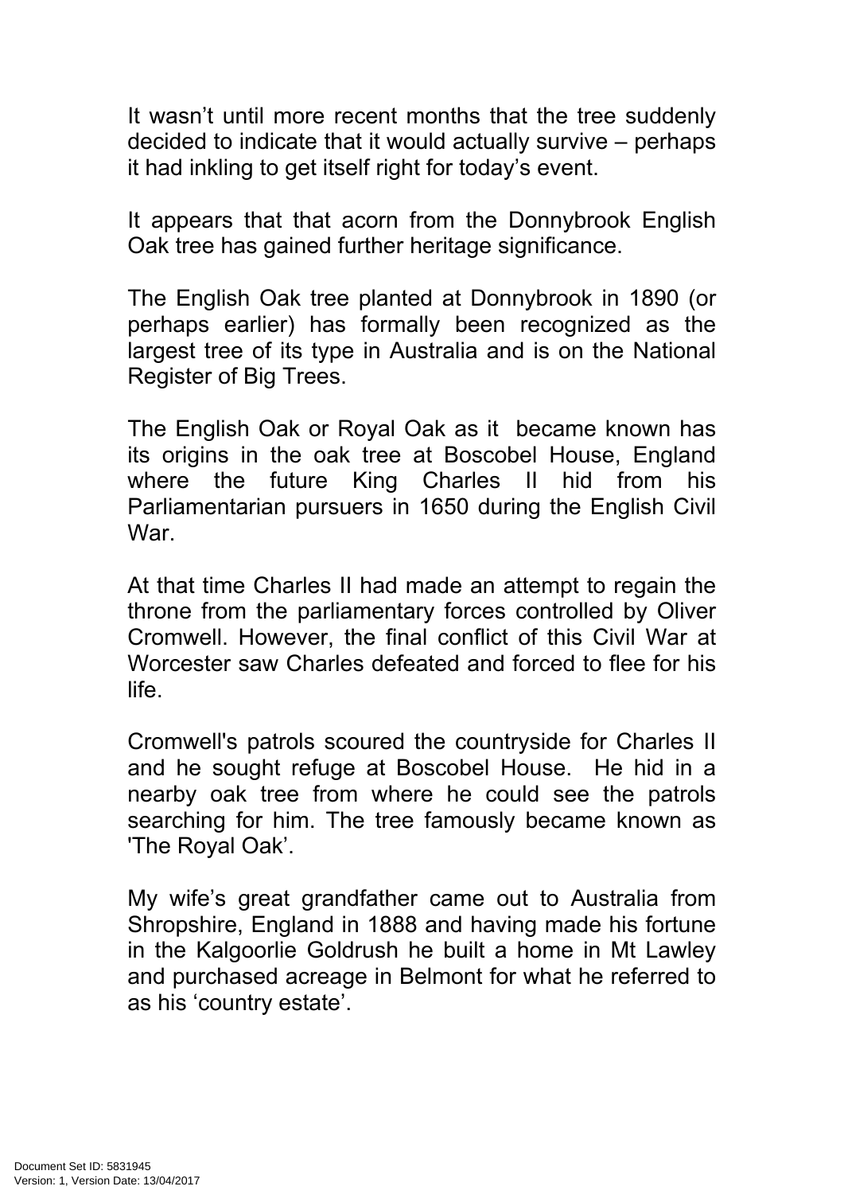It wasn't until more recent months that the tree suddenly decided to indicate that it would actually survive – perhaps it had inkling to get itself right for today's event.

It appears that that acorn from the Donnybrook English Oak tree has gained further heritage significance.

The English Oak tree planted at Donnybrook in 1890 (or perhaps earlier) has formally been recognized as the largest tree of its type in Australia and is on the National Register of Big Trees.

The English Oak or Royal Oak as it became known has its origins in the oak tree at Boscobel House, England where the future King Charles II hid from his Parliamentarian pursuers in 1650 during the English Civil War.

At that time Charles II had made an attempt to regain the throne from the parliamentary forces controlled by Oliver Cromwell. However, the final conflict of this Civil War at Worcester saw Charles defeated and forced to flee for his life.

Cromwell's patrols scoured the countryside for Charles II and he sought refuge at Boscobel House. He hid in a nearby oak tree from where he could see the patrols searching for him. The tree famously became known as 'The Royal Oak'.

My wife's great grandfather came out to Australia from Shropshire, England in 1888 and having made his fortune in the Kalgoorlie Goldrush he built a home in Mt Lawley and purchased acreage in Belmont for what he referred to as his 'country estate'.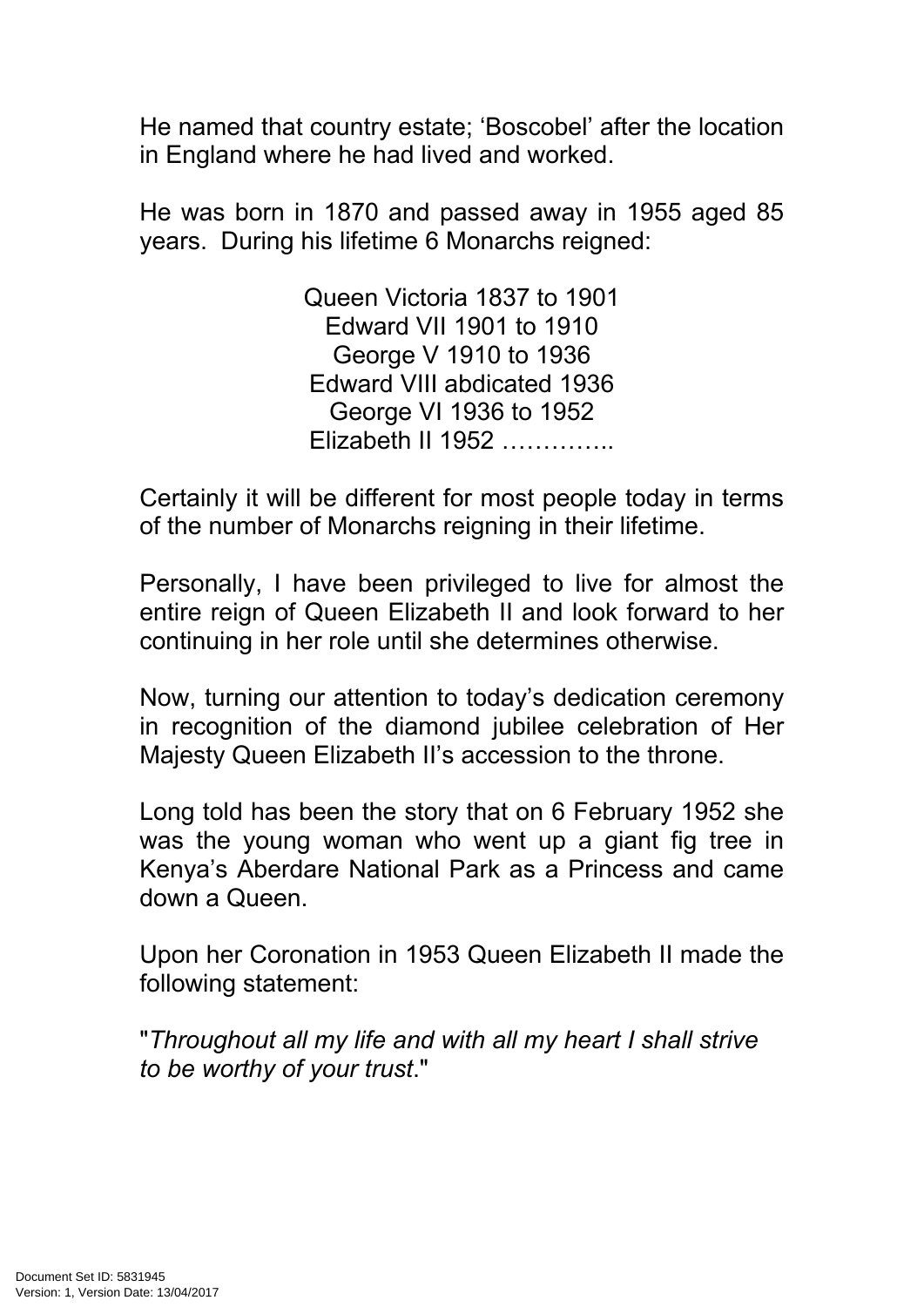He named that country estate; 'Boscobel' after the location in England where he had lived and worked.

He was born in 1870 and passed away in 1955 aged 85 years. During his lifetime 6 Monarchs reigned:

Queen Victoria 1837 to 1901
Edward VII 1901 to 1910
George V 1910 to 1936
Edward VIII abdicated 1936
George VI 1936 to 1952
Elizabeth II 1952 …………..

Certainly it will be different for most people today in terms of the number of Monarchs reigning in their lifetime.

Personally, I have been privileged to live for almost the entire reign of Queen Elizabeth II and look forward to her continuing in her role until she determines otherwise.

Now, turning our attention to today's dedication ceremony in recognition of the diamond jubilee celebration of Her Majesty Queen Elizabeth II's accession to the throne.

Long told has been the story that on 6 February 1952 she was the young woman who went up a giant fig tree in Kenya's Aberdare National Park as a Princess and came down a Queen.

Upon her Coronation in 1953 Queen Elizabeth II made the following statement:

"*Throughout all my life and with all my heart I shall strive to be worthy of your trust*."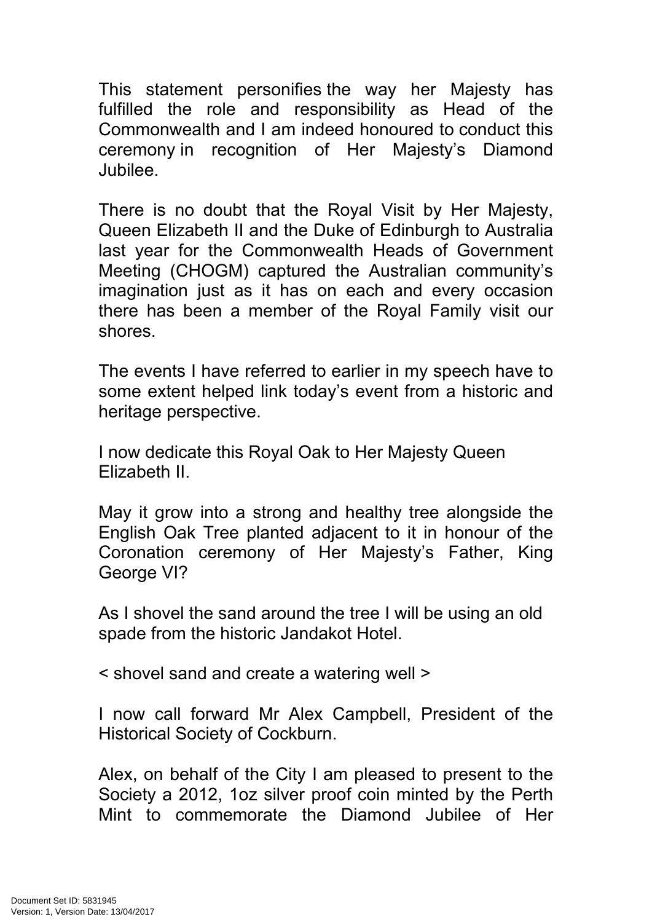This statement personifies the way her Majesty has fulfilled the role and responsibility as Head of the Commonwealth and I am indeed honoured to conduct this ceremony in recognition of Her Majesty's Diamond Jubilee.

There is no doubt that the Royal Visit by Her Majesty, Queen Elizabeth II and the Duke of Edinburgh to Australia last year for the Commonwealth Heads of Government Meeting (CHOGM) captured the Australian community's imagination just as it has on each and every occasion there has been a member of the Royal Family visit our shores.

The events I have referred to earlier in my speech have to some extent helped link today's event from a historic and heritage perspective.

I now dedicate this Royal Oak to Her Majesty Queen Elizabeth II.

May it grow into a strong and healthy tree alongside the English Oak Tree planted adjacent to it in honour of the Coronation ceremony of Her Majesty's Father, King George VI?

As I shovel the sand around the tree I will be using an old spade from the historic Jandakot Hotel.

< shovel sand and create a watering well >

I now call forward Mr Alex Campbell, President of the Historical Society of Cockburn.

Alex, on behalf of the City I am pleased to present to the Society a 2012, 1oz silver proof coin minted by the Perth Mint to commemorate the Diamond Jubilee of Her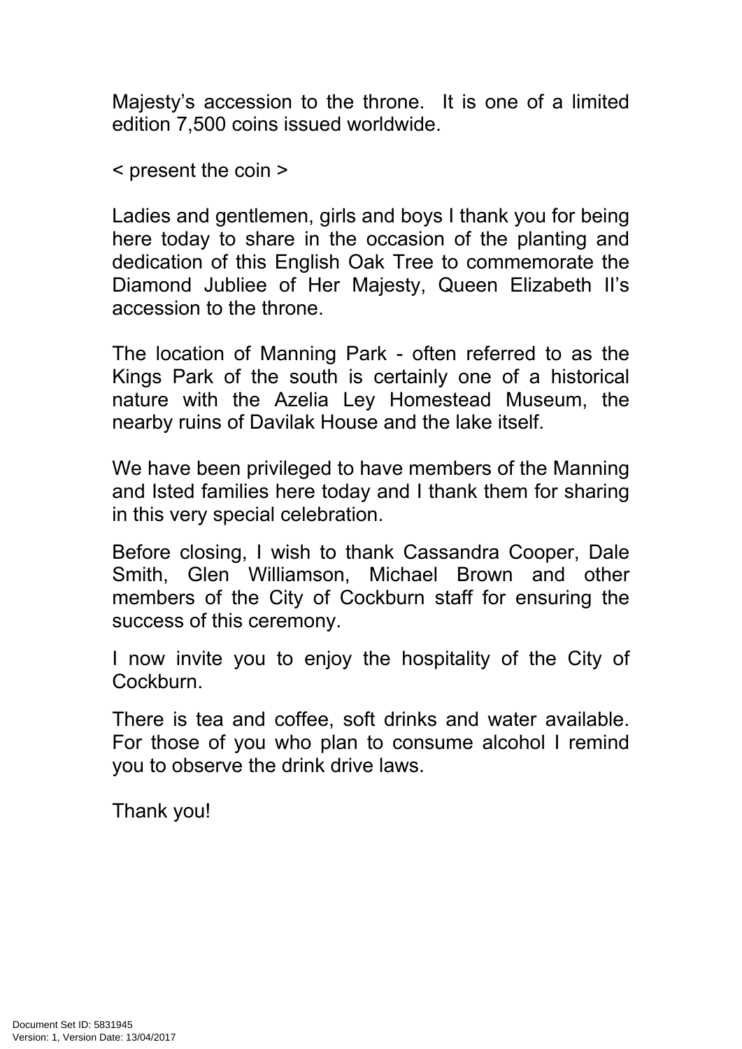Majesty's accession to the throne. It is one of a limited edition 7,500 coins issued worldwide.

< present the coin >

Ladies and gentlemen, girls and boys I thank you for being here today to share in the occasion of the planting and dedication of this English Oak Tree to commemorate the Diamond Jubliee of Her Majesty, Queen Elizabeth II's accession to the throne.

The location of Manning Park - often referred to as the Kings Park of the south is certainly one of a historical nature with the Azelia Ley Homestead Museum, the nearby ruins of Davilak House and the lake itself.

We have been privileged to have members of the Manning and Isted families here today and I thank them for sharing in this very special celebration.

Before closing, I wish to thank Cassandra Cooper, Dale Smith, Glen Williamson, Michael Brown and other members of the City of Cockburn staff for ensuring the success of this ceremony.

I now invite you to enjoy the hospitality of the City of Cockburn.

There is tea and coffee, soft drinks and water available. For those of you who plan to consume alcohol I remind you to observe the drink drive laws.

Thank you!

Document Set ID: 5831945
Version: 1, Version Date: 13/04/2017